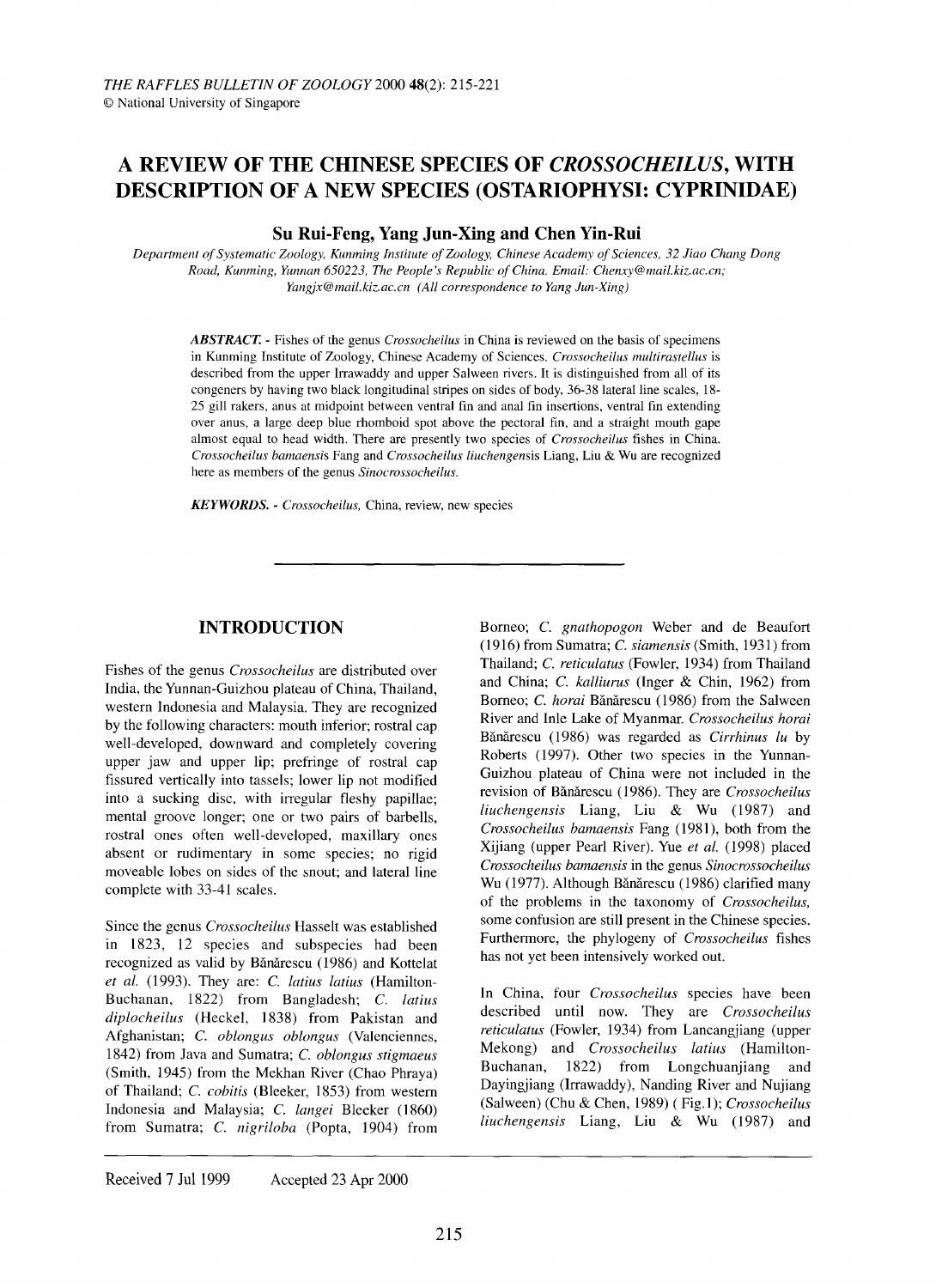# A REVIEW OF THE CHINESE SPECIES OF *CROSSOCHEILUS*, WITH DESCRIPTION OF A NEW SPECIES (OSTARIOPHYSI: CYPRINIDAE)

**Su Rui-Feng, Yang Jun-Xing and Chen Yin-Rui**

*Department of Systematic Zoology, Kunming Institute of Zoology, Chinese Academy of Sciences, 32 Jiao Chang Dong Road, Kunming, Yunnan 650223, The People's Republic of China. Email: Chenxy@mail.kiz.ac.cn; Yangjx@mail.kiz.ac.cn (All correspondence to Yang Jun-Xing)*

***ABSTRACT.*** - Fishes of the genus *Crossocheilus* in China is reviewed on the basis of specimens in Kunming Institute of Zoology, Chinese Academy of Sciences. *Crossocheilus multirastellus* is described from the upper Irrawaddy and upper Salween rivers. It is distinguished from all of its congeners by having two black longitudinal stripes on sides of body, 36-38 lateral line scales, 18-25 gill rakers, anus at midpoint between ventral fin and anal fin insertions, ventral fin extending over anus, a large deep blue rhomboid spot above the pectoral fin, and a straight mouth gape almost equal to head width. There are presently two species of *Crossocheilus* fishes in China. *Crossocheilus bamaensis* Fang and *Crossocheilus liuchengensis* Liang, Liu & Wu are recognized here as members of the genus *Sinocrossocheilus*.

***KEYWORDS.*** - *Crossocheilus*, China, review, new species

## INTRODUCTION

Fishes of the genus *Crossocheilus* are distributed over India, the Yunnan-Guizhou plateau of China, Thailand, western Indonesia and Malaysia. They are recognized by the following characters: mouth inferior; rostral cap well-developed, downward and completely covering upper jaw and upper lip; prefringe of rostral cap fissured vertically into tassels; lower lip not modified into a sucking disc, with irregular fleshy papillae; mental groove longer; one or two pairs of barbells, rostral ones often well-developed, maxillary ones absent or rudimentary in some species; no rigid moveable lobes on sides of the snout; and lateral line complete with 33-41 scales.

Since the genus *Crossocheilus* Hasselt was established in 1823, 12 species and subspecies had been recognized as valid by Bănărescu (1986) and Kottelat *et al.* (1993). They are: *C. latius latius* (Hamilton-Buchanan, 1822) from Bangladesh; *C. latius diplocheilus* (Heckel, 1838) from Pakistan and Afghanistan; *C. oblongus oblongus* (Valenciennes, 1842) from Java and Sumatra; *C. oblongus stigmaeus* (Smith, 1945) from the Mekhan River (Chao Phraya) of Thailand; *C. cobitis* (Bleeker, 1853) from western Indonesia and Malaysia; *C. langei* Bleeker (1860) from Sumatra; *C. nigriloba* (Popta, 1904) from Borneo; *C. gnathopogon* Weber and de Beaufort (1916) from Sumatra; *C. siamensis* (Smith, 1931) from Thailand; *C. reticulatus* (Fowler, 1934) from Thailand and China; *C. kalliurus* (Inger & Chin, 1962) from Borneo; *C. horai* Bănărescu (1986) from the Salween River and Inle Lake of Myanmar. *Crossocheilus horai* Bănărescu (1986) was regarded as *Cirrhinus lu* by Roberts (1997). Other two species in the Yunnan-Guizhou plateau of China were not included in the revision of Bănărescu (1986). They are *Crossocheilus liuchengensis* Liang, Liu & Wu (1987) and *Crossocheilus bamaensis* Fang (1981), both from the Xijiang (upper Pearl River). Yue *et al.* (1998) placed *Crossocheilus bamaensis* in the genus *Sinocrossocheilus* Wu (1977). Although Bănărescu (1986) clarified many of the problems in the taxonomy of *Crossocheilus*, some confusion are still present in the Chinese species. Furthermore, the phylogeny of *Crossocheilus* fishes has not yet been intensively worked out.

In China, four *Crossocheilus* species have been described until now. They are *Crossocheilus reticulatus* (Fowler, 1934) from Lancangjiang (upper Mekong) and *Crossocheilus latius* (Hamilton-Buchanan, 1822) from Longchuanjiang and Dayingjiang (Irrawaddy), Nanding River and Nujiang (Salween) (Chu & Chen, 1989) ( Fig.1); *Crossocheilus liuchengensis* Liang, Liu & Wu (1987) and

Received 7 Jul 1999 Accepted 23 Apr 2000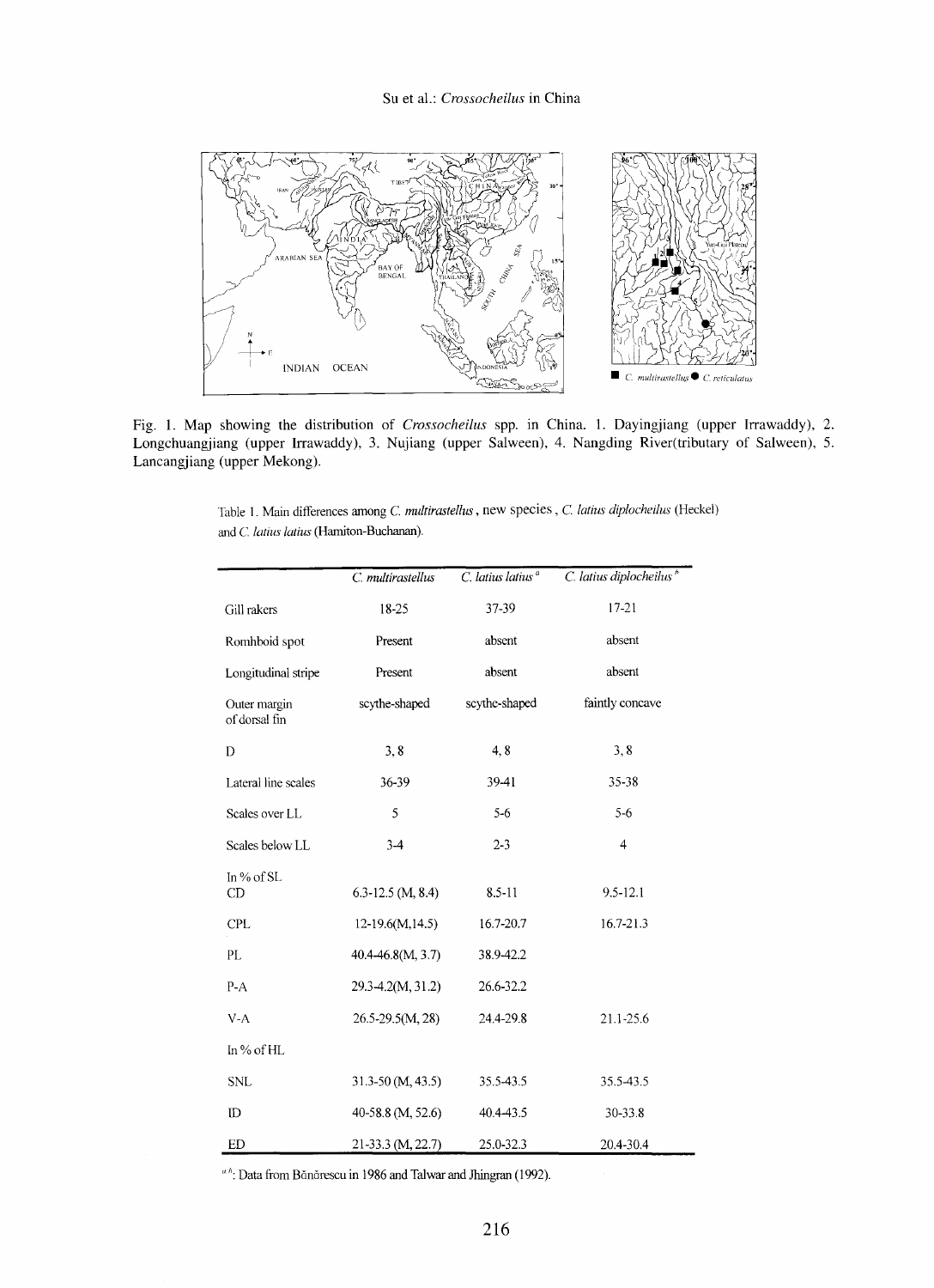Fig. 1. Map showing the distribution of *Crossocheilus* spp. in China. 1. Dayingjiang (upper Irrawaddy), 2. Longchuangjiang (upper Irrawaddy), 3. Nujiang (upper Salween), 4. Nangding River(tributary of Salween), 5. Lancangjiang (upper Mekong).

Table 1. Main differences among *C. multirastellus*, new species, *C. latius diplocheilus* (Heckel) and *C. latius latius* (Hamiton-Buchanan).

| | *C. multirastellus* | *C. latius latius* [a] | *C. latius diplocheilus* [b] |
|---|---|---|---|
| Gill rakers | 18-25 | 37-39 | 17-21 |
| Romhboid spot | Present | absent | absent |
| Longitudinal stripe | Present | absent | absent |
| Outer margin of dorsal fin | scythe-shaped | scythe-shaped | faintly concave |
| D | 3, 8 | 4, 8 | 3, 8 |
| Lateral line scales | 36-39 | 39-41 | 35-38 |
| Scales over LL | 5 | 5-6 | 5-6 |
| Scales below LL | 3-4 | 2-3 | 4 |
| In % of SL | | | |
| CD | 6.3-12.5 (M, 8.4) | 8.5-11 | 9.5-12.1 |
| CPL | 12-19.6(M,14.5) | 16.7-20.7 | 16.7-21.3 |
| PL | 40.4-46.8(M, 3.7) | 38.9-42.2 | |
| P-A | 29.3-4.2(M, 31.2) | 26.6-32.2 | |
| V-A | 26.5-29.5(M, 28) | 24.4-29.8 | 21.1-25.6 |
| In % of HL | | | |
| SNL | 31.3-50 (M, 43.5) | 35.5-43.5 | 35.5-43.5 |
| ID | 40-58.8 (M, 52.6) | 40.4-43.5 | 30-33.8 |
| ED | 21-33.3 (M, 22.7) | 25.0-32.3 | 20.4-30.4 |

[a, b]: Data from Bănărescu in 1986 and Talwar and Jhingran (1992).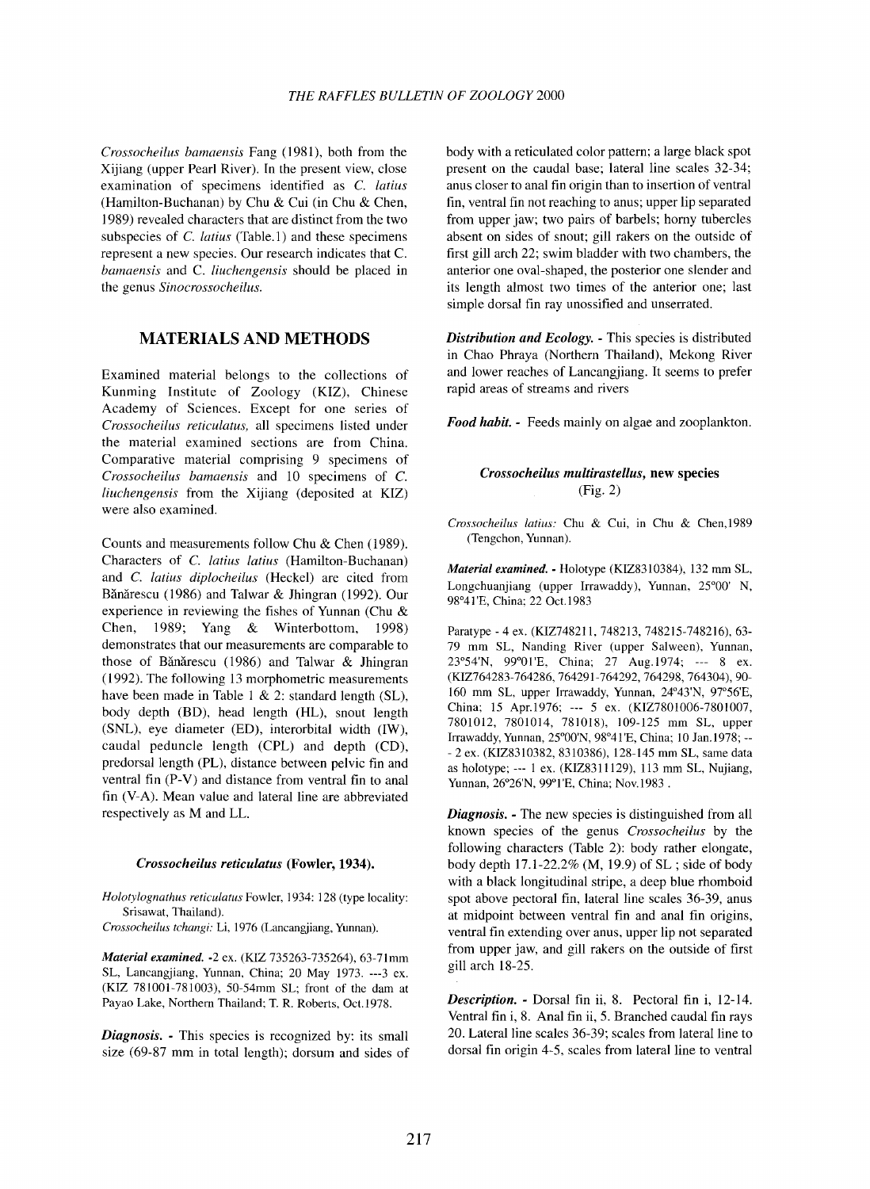*Crossocheilus bamaensis* Fang (1981), both from the Xijiang (upper Pearl River). In the present view, close examination of specimens identified as *C. latius* (Hamilton-Buchanan) by Chu & Cui (in Chu & Chen, 1989) revealed characters that are distinct from the two subspecies of *C. latius* (Table.1) and these specimens represent a new species. Our research indicates that C. *bamaensis* and C. *liuchengensis* should be placed in the genus *Sinocrossocheilus*.

## MATERIALS AND METHODS

Examined material belongs to the collections of Kunming Institute of Zoology (KIZ), Chinese Academy of Sciences. Except for one series of *Crossocheilus reticulatus*, all specimens listed under the material examined sections are from China. Comparative material comprising 9 specimens of *Crossocheilus bamaensis* and 10 specimens of *C. liuchengensis* from the Xijiang (deposited at KIZ) were also examined.

Counts and measurements follow Chu & Chen (1989). Characters of *C. latius latius* (Hamilton-Buchanan) and *C. latius diplocheilus* (Heckel) are cited from Bănărescu (1986) and Talwar & Jhingran (1992). Our experience in reviewing the fishes of Yunnan (Chu & Chen, 1989; Yang & Winterbottom, 1998) demonstrates that our measurements are comparable to those of Bănărescu (1986) and Talwar & Jhingran (1992). The following 13 morphometric measurements have been made in Table 1 & 2: standard length (SL), body depth (BD), head length (HL), snout length (SNL), eye diameter (ED), interorbital width (IW), caudal peduncle length (CPL) and depth (CD), predorsal length (PL), distance between pelvic fin and ventral fin (P-V) and distance from ventral fin to anal fin (V-A). Mean value and lateral line are abbreviated respectively as M and LL.

### *Crossocheilus reticulatus* (Fowler, 1934).

*Holotylognathus reticulatus* Fowler, 1934: 128 (type locality: Srisawat, Thailand).
*Crossocheilus tchangi:* Li, 1976 (Lancangjiang, Yunnan).

***Material examined.*** -2 ex. (KIZ 735263-735264), 63-71mm SL, Lancangjiang, Yunnan, China; 20 May 1973. ---3 ex. (KIZ 781001-781003), 50-54mm SL; front of the dam at Payao Lake, Northern Thailand; T. R. Roberts, Oct.1978.

***Diagnosis.*** - This species is recognized by: its small size (69-87 mm in total length); dorsum and sides of body with a reticulated color pattern; a large black spot present on the caudal base; lateral line scales 32-34; anus closer to anal fin origin than to insertion of ventral fin, ventral fin not reaching to anus; upper lip separated from upper jaw; two pairs of barbels; horny tubercles absent on sides of snout; gill rakers on the outside of first gill arch 22; swim bladder with two chambers, the anterior one oval-shaped, the posterior one slender and its length almost two times of the anterior one; last simple dorsal fin ray unossified and unserrated.

***Distribution and Ecology.*** - This species is distributed in Chao Phraya (Northern Thailand), Mekong River and lower reaches of Lancangjiang. It seems to prefer rapid areas of streams and rivers

***Food habit.*** - Feeds mainly on algae and zooplankton.

### *Crossocheilus multirastellus*, new species
(Fig. 2)

*Crossocheilus latius:* Chu & Cui, in Chu & Chen,1989 (Tengchon, Yunnan).

***Material examined.*** - Holotype (KIZ8310384), 132 mm SL, Longchuanjiang (upper Irrawaddy), Yunnan, 25°00' N, 98°41'E, China; 22 Oct.1983

Paratype - 4 ex. (KIZ748211, 748213, 748215-748216), 63-79 mm SL, Nanding River (upper Salween), Yunnan, 23°54'N, 99°01'E, China; 27 Aug.1974; --- 8 ex. (KIZ764283-764286, 764291-764292, 764298, 764304), 90-160 mm SL, upper Irrawaddy, Yunnan, 24°43'N, 97°56'E, China; 15 Apr.1976; --- 5 ex. (KIZ7801006-7801007, 7801012, 7801014, 781018), 109-125 mm SL, upper Irrawaddy, Yunnan, 25°00'N, 98°41'E, China; 10 Jan.1978; --- 2 ex. (KIZ8310382, 8310386), 128-145 mm SL, same data as holotype; --- 1 ex. (KIZ8311129), 113 mm SL, Nujiang, Yunnan, 26°26'N, 99°1'E, China; Nov.1983 .

***Diagnosis.*** - The new species is distinguished from all known species of the genus *Crossocheilus* by the following characters (Table 2): body rather elongate, body depth 17.1-22.2% (M, 19.9) of SL ; side of body with a black longitudinal stripe, a deep blue rhomboid spot above pectoral fin, lateral line scales 36-39, anus at midpoint between ventral fin and anal fin origins, ventral fin extending over anus, upper lip not separated from upper jaw, and gill rakers on the outside of first gill arch 18-25.

***Description.*** - Dorsal fin ii, 8. Pectoral fin i, 12-14. Ventral fin i, 8. Anal fin ii, 5. Branched caudal fin rays 20. Lateral line scales 36-39; scales from lateral line to dorsal fin origin 4-5, scales from lateral line to ventral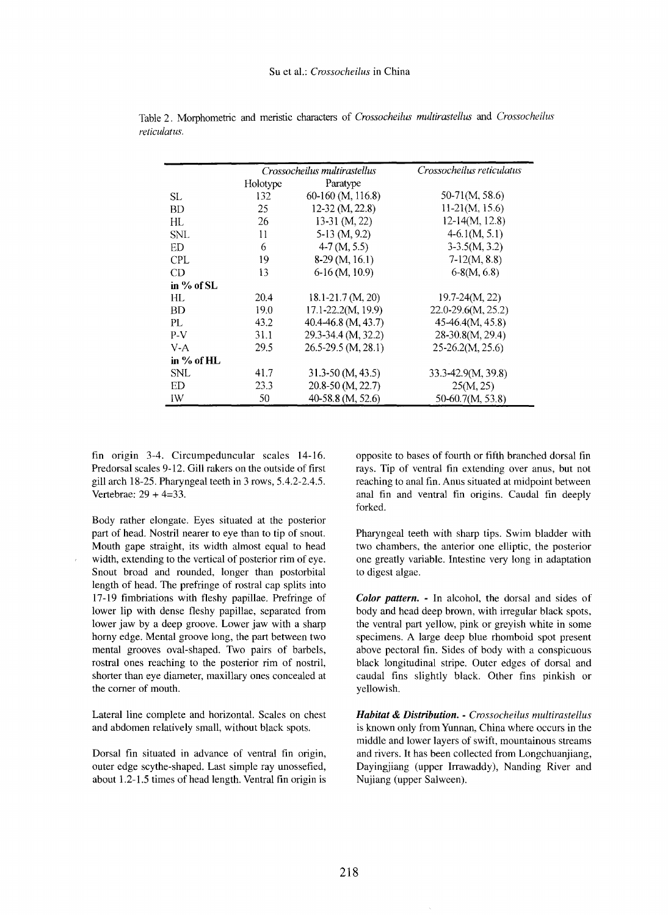Table 2. Morphometric and meristic characters of *Crossocheilus multirastellus* and *Crossocheilus reticulatus*.

| | *Crossocheilus multirastellus* | | *Crossocheilus reticulatus* |
|---|---|---|---|
| | Holotype | Paratype | |
| SL | 132 | 60-160 (M, 116.8) | 50-71(M, 58.6) |
| BD | 25 | 12-32 (M, 22.8) | 11-21(M, 15.6) |
| HL | 26 | 13-31 (M, 22) | 12-14(M, 12.8) |
| SNL | 11 | 5-13 (M, 9.2) | 4-6.1(M, 5.1) |
| ED | 6 | 4-7 (M, 5.5) | 3-3.5(M, 3.2) |
| CPL | 19 | 8-29 (M, 16.1) | 7-12(M, 8.8) |
| CD | 13 | 6-16 (M, 10.9) | 6-8(M, 6.8) |
| **in % of SL** | | | |
| HL | 20.4 | 18.1-21.7 (M, 20) | 19.7-24(M, 22) |
| BD | 19.0 | 17.1-22.2(M, 19.9) | 22.0-29.6(M, 25.2) |
| PL | 43.2 | 40.4-46.8 (M, 43.7) | 45-46.4(M, 45.8) |
| P-V | 31.1 | 29.3-34.4 (M, 32.2) | 28-30.8(M, 29.4) |
| V-A | 29.5 | 26.5-29.5 (M, 28.1) | 25-26.2(M, 25.6) |
| **in % of HL** | | | |
| SNL | 41.7 | 31.3-50 (M, 43.5) | 33.3-42.9(M, 39.8) |
| ED | 23.3 | 20.8-50 (M, 22.7) | 25(M, 25) |
| IW | 50 | 40-58.8 (M, 52.6) | 50-60.7(M, 53.8) |

fin origin 3-4. Circumpeduncular scales 14-16. Predorsal scales 9-12. Gill rakers on the outside of first gill arch 18-25. Pharyngeal teeth in 3 rows, 5.4.2-2.4.5. Vertebrae: 29 + 4=33.

Body rather elongate. Eyes situated at the posterior part of head. Nostril nearer to eye than to tip of snout. Mouth gape straight, its width almost equal to head width, extending to the vertical of posterior rim of eye. Snout broad and rounded, longer than postorbital length of head. The prefringe of rostral cap splits into 17-19 fimbriations with fleshy papillae. Prefringe of lower lip with dense fleshy papillae, separated from lower jaw by a deep groove. Lower jaw with a sharp horny edge. Mental groove long, the part between two mental grooves oval-shaped. Two pairs of barbels, rostral ones reaching to the posterior rim of nostril, shorter than eye diameter, maxillary ones concealed at the corner of mouth.

Lateral line complete and horizontal. Scales on chest and abdomen relatively small, without black spots.

Dorsal fin situated in advance of ventral fin origin, outer edge scythe-shaped. Last simple ray unossefied, about 1.2-1.5 times of head length. Ventral fin origin is opposite to bases of fourth or fifth branched dorsal fin rays. Tip of ventral fin extending over anus, but not reaching to anal fin. Anus situated at midpoint between anal fin and ventral fin origins. Caudal fin deeply forked.

Pharyngeal teeth with sharp tips. Swim bladder with two chambers, the anterior one elliptic, the posterior one greatly variable. Intestine very long in adaptation to digest algae.

***Color pattern.*** - In alcohol, the dorsal and sides of body and head deep brown, with irregular black spots, the ventral part yellow, pink or greyish white in some specimens. A large deep blue rhomboid spot present above pectoral fin. Sides of body with a conspicuous black longitudinal stripe. Outer edges of dorsal and caudal fins slightly black. Other fins pinkish or yellowish.

***Habitat & Distribution.*** - *Crossocheilus multirastellus* is known only from Yunnan, China where occurs in the middle and lower layers of swift, mountainous streams and rivers. It has been collected from Longchuanjiang, Dayingjiang (upper Irrawaddy), Nanding River and Nujiang (upper Salween).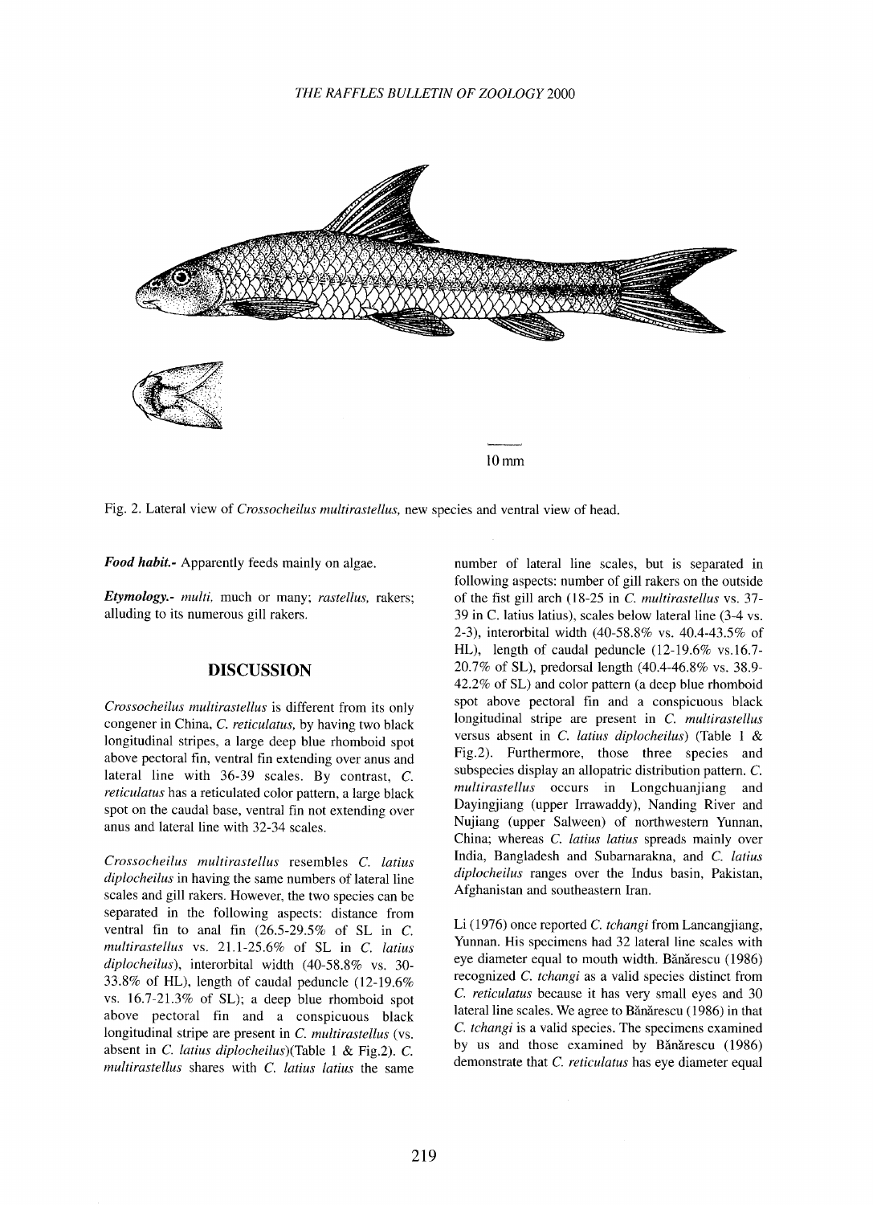Fig. 2. Lateral view of *Crossocheilus multirastellus*, new species and ventral view of head.

***Food habit.-*** Apparently feeds mainly on algae.

***Etymology.-*** *multi,* much or many; *rastellus,* rakers; alluding to its numerous gill rakers.

## DISCUSSION

*Crossocheilus multirastellus* is different from its only congener in China, *C. reticulatus,* by having two black longitudinal stripes, a large deep blue rhomboid spot above pectoral fin, ventral fin extending over anus and lateral line with 36-39 scales. By contrast, *C. reticulatus* has a reticulated color pattern, a large black spot on the caudal base, ventral fin not extending over anus and lateral line with 32-34 scales.

*Crossocheilus multirastellus* resembles *C. latius diplocheilus* in having the same numbers of lateral line scales and gill rakers. However, the two species can be separated in the following aspects: distance from ventral fin to anal fin (26.5-29.5% of SL in *C. multirastellus* vs. 21.1-25.6% of SL in *C. latius diplocheilus*), interorbital width (40-58.8% vs. 30-33.8% of HL), length of caudal peduncle (12-19.6% vs. 16.7-21.3% of SL); a deep blue rhomboid spot above pectoral fin and a conspicuous black longitudinal stripe are present in *C. multirastellus* (vs. absent in *C. latius diplocheilus*)(Table 1 & Fig.2). *C. multirastellus* shares with *C. latius latius* the same number of lateral line scales, but is separated in following aspects: number of gill rakers on the outside of the fist gill arch (18-25 in *C. multirastellus* vs. 37-39 in C. latius latius), scales below lateral line (3-4 vs. 2-3), interorbital width (40-58.8% vs. 40.4-43.5% of HL), length of caudal peduncle (12-19.6% vs.16.7-20.7% of SL), predorsal length (40.4-46.8% vs. 38.9-42.2% of SL) and color pattern (a deep blue rhomboid spot above pectoral fin and a conspicuous black longitudinal stripe are present in *C. multirastellus* versus absent in *C. latius diplocheilus*) (Table 1 & Fig.2). Furthermore, those three species and subspecies display an allopatric distribution pattern. *C. multirastellus* occurs in Longchuanjiang and Dayingjiang (upper Irrawaddy), Nanding River and Nujiang (upper Salween) of northwestern Yunnan, China; whereas *C. latius latius* spreads mainly over India, Bangladesh and Subarnarakna, and *C. latius diplocheilus* ranges over the Indus basin, Pakistan, Afghanistan and southeastern Iran.

Li (1976) once reported *C. tchangi* from Lancangjiang, Yunnan. His specimens had 32 lateral line scales with eye diameter equal to mouth width. Bănărescu (1986) recognized *C. tchangi* as a valid species distinct from *C. reticulatus* because it has very small eyes and 30 lateral line scales. We agree to Bănărescu (1986) in that *C. tchangi* is a valid species. The specimens examined by us and those examined by Bănărescu (1986) demonstrate that *C. reticulatus* has eye diameter equal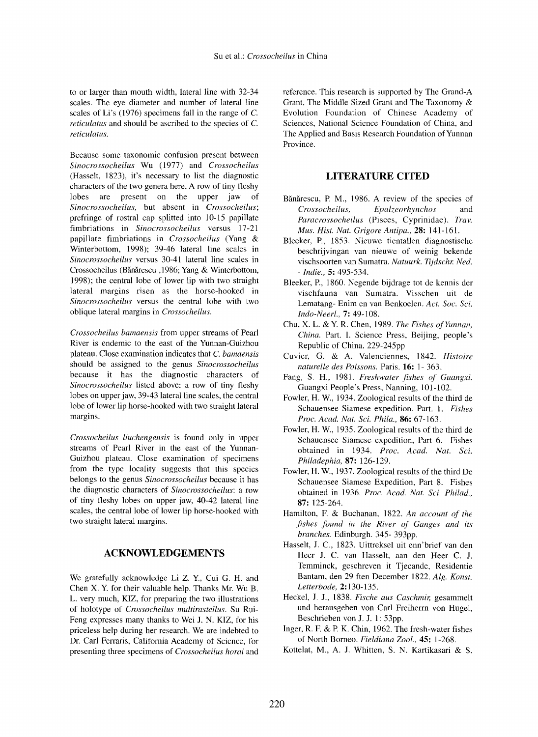to or larger than mouth width, lateral line with 32-34 scales. The eye diameter and number of lateral line scales of Li's (1976) specimens fall in the range of *C. reticulatus* and should be ascribed to the species of *C. reticulatus*.

Because some taxonomic confusion present between *Sinocrossocheilus* Wu (1977) and *Crossocheilus* (Hasselt, 1823), it's necessary to list the diagnostic characters of the two genera here. A row of tiny fleshy lobes are present on the upper jaw of *Sinocrossocheilus*, but absent in *Crossocheilus*; prefringe of rostral cap splitted into 10-15 papillate fimbriations in *Sinocrossocheilus* versus 17-21 papillate fimbriations in *Crossocheilus* (Yang & Winterbottom, 1998); 39-46 lateral line scales in *Sinocrossocheilus* versus 30-41 lateral line scales in Crossocheilus (Bănărescu ,1986; Yang & Winterbottom, 1998); the central lobe of lower lip with two straight lateral margins risen as the horse-hooked in *Sinocrossocheilus* versus the central lobe with two oblique lateral margins in *Crossocheilus*.

*Crossocheilus bamaensis* from upper streams of Pearl River is endemic to the east of the Yunnan-Guizhou plateau. Close examination indicates that *C. bamaensis* should be assigned to the genus *Sinocrossocheilus* because it has the diagnostic characters of *Sinocrossocheilus* listed above: a row of tiny fleshy lobes on upper jaw, 39-43 lateral line scales, the central lobe of lower lip horse-hooked with two straight lateral margins.

*Crossocheilus liuchengensis* is found only in upper streams of Pearl River in the east of the Yunnan-Guizhou plateau. Close examination of specimens from the type locality suggests that this species belongs to the genus *Sinocrossocheilus* because it has the diagnostic characters of *Sinocrossocheilus*: a row of tiny fleshy lobes on upper jaw, 40-42 lateral line scales, the central lobe of lower lip horse-hooked with two straight lateral margins.

## ACKNOWLEDGEMENTS

We gratefully acknowledge Li Z. Y., Cui G. H. and Chen X. Y. for their valuable help. Thanks Mr. Wu B. L. very much, KIZ, for preparing the two illustrations of holotype of *Crossocheilus multirastellus*. Su Rui-Feng expresses many thanks to Wei J. N. KIZ, for his priceless help during her research. We are indebted to Dr. Carl Ferraris, California Academy of Science, for presenting three specimens of *Crossocheilus horai* and reference. This research is supported by The Grand-A Grant, The Middle Sized Grant and The Taxonomy & Evolution Foundation of Chinese Academy of Sciences, National Science Foundation of China, and The Applied and Basis Research Foundation of Yunnan Province.

## LITERATURE CITED

- Bănărescu, P. M., 1986. A review of the species of *Crossocheilus, Epalzeorhynchos* and *Paracrossocheilus* (Pisces, Cyprinidae). *Trav. Mus. Hist. Nat. Grigore Antipa.*, **28:** 141-161.
- Bleeker, P., 1853. Nieuwe tientallen diagnostische beschrijvingan van nieuwe of weinig bekende vischsoorten van Sumatra. *Natuurk. Tijdschr. Ned. - Indie.*, **5:** 495-534.
- Bleeker, P., 1860. Negende bijdrage tot de kennis der vischfauna van Sumatra. Visschen uit de Lematang- Enim en van Benkoelen. *Act. Soc. Sci. Indo-Neerl.*, **7:** 49-108.
- Chu, X. L. & Y. R. Chen, 1989. *The Fishes of Yunnan, China.* Part. I. Science Press, Beijing, people's Republic of China. 229-245pp
- Cuvier, G. & A. Valenciennes, 1842. *Histoire naturelle des Poissons.* Paris. **16:** 1- 363.
- Fang, S. H., 1981. *Freshwater fishes of Guangxi.* Guangxi People's Press, Nanning, 101-102.
- Fowler, H. W., 1934. Zoological results of the third de Schauensee Siamese expedition. Part. 1. *Fishes Proc. Acad. Nat. Sci. Phila.*, **86:** 67-163.
- Fowler, H. W., 1935. Zoological results of the third de Schauensee Siamese expedition, Part 6. Fishes obtained in 1934. *Proc. Acad. Nat. Sci. Philadephia,* **87:** 126-129.
- Fowler, H. W., 1937. Zoological results of the third De Schauensee Siamese Expedition, Part 8. Fishes obtained in 1936. *Proc. Acad. Nat. Sci. Philad.*, **87:** 125-264.
- Hamilton, F. & Buchanan, 1822. *An account of the fishes found in the River of Ganges and its branches.* Edinburgh. 345- 393pp.
- Hasselt, J. C., 1823. Uittreksel uit enn'brief van den Heer J. C. van Hasselt, aan den Heer C. J. Temminck, geschreven it Tjecande, Residentie Bantam, den 29 ften December 1822. *Alg. Konst. Letterbode,* **2:**130-135.
- Heckel, J. J., 1838. *Fische aus Caschmir,* gesammelt und herausgegben von Carl Freiherrn von Hugel, Beschrieben von J. J. 1: 53pp.
- Inger, R. F. & P. K. Chin, 1962. The fresh-water fishes of North Borneo. *Fieldiana Zool.*, **45:** 1-268.
- Kottelat, M., A. J. Whitten, S. N. Kartikasari & S.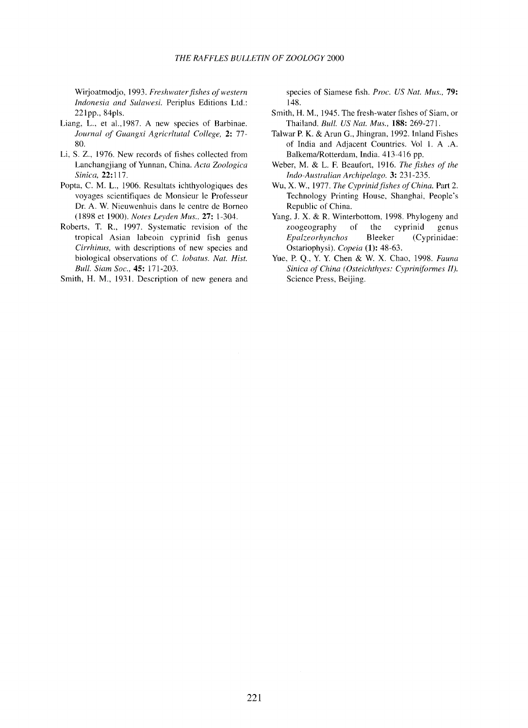Wirjoatmodjo, 1993. *Freshwater fishes of western Indonesia and Sulawesi.* Periplus Editions Ltd.: 221pp., 84pls.

Liang, L., et al.,1987. A new species of Barbinae. *Journal of Guangxi Agricrltutal College,* **2:** 77-80.

Li, S. Z., 1976. New records of fishes collected from Lanchangjiang of Yunnan, China. *Acta Zoologica Sinica,* **22:**117.

Popta, C. M. L., 1906. Resultats ichthyologiques des voyages scientifiques de Monsieur le Professeur Dr. A. W. Nieuwenhuis dans le centre de Borneo (1898 et 1900). *Notes Leyden Mus.,* **27:** 1-304.

Roberts, T. R., 1997. Systematic revision of the tropical Asian labeoin cyprinid fish genus *Cirrhinus,* with descriptions of new species and biological observations of *C. lobatus. Nat. Hist. Bull. Siam Soc.,* **45:** 171-203.

Smith, H. M., 1931. Description of new genera and species of Siamese fish. *Proc. US Nat. Mus.,* **79:** 148.

Smith, H. M., 1945. The fresh-water fishes of Siam, or Thailand. *Bull. US Nat. Mus.,* **188:** 269-271.

Talwar P. K. & Arun G., Jhingran, 1992. Inland Fishes of India and Adjacent Countries. Vol 1. A .A. Balkema/Rotterdam, India. 413-416 pp.

Weber, M. & L. F. Beaufort, 1916. *The fishes of the Indo-Australian Archipelago.* **3:** 231-235.

Wu, X. W., 1977. *The Cyprinid fishes of China.* Part 2. Technology Printing House, Shanghai, People's Republic of China.

Yang, J. X. & R. Winterbottom, 1998. Phylogeny and zoogeography of the cyprinid genus *Epalzeorhynchos* Bleeker (Cyprinidae: Ostariophysi). *Copeia* **(1):** 48-63.

Yue, P. Q., Y. Y. Chen & W. X. Chao, 1998. *Fauna Sinica of China (Osteichthyes: Cypriniformes II).* Science Press, Beijing.